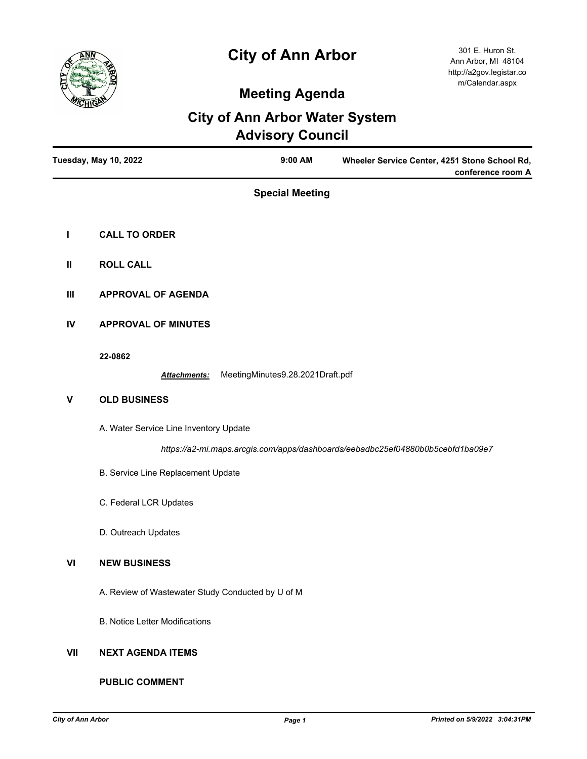# City of Ann Arbor

301 E. Huron St.
Ann Arbor, MI 48104
http://a2gov.legistar.com/Calendar.aspx

## Meeting Agenda

## City of Ann Arbor Water System Advisory Council

**Tuesday, May 10, 2022** | **9:00 AM** | **Wheeler Service Center, 4251 Stone School Rd, conference room A**

### Special Meeting

**I CALL TO ORDER**

**II ROLL CALL**

**III APPROVAL OF AGENDA**

**IV APPROVAL OF MINUTES**

**22-0862**

***Attachments:*** MeetingMinutes9.28.2021Draft.pdf

**V OLD BUSINESS**

A. Water Service Line Inventory Update

*https://a2-mi.maps.arcgis.com/apps/dashboards/eebadbc25ef04880b0b5cebfd1ba09e7*

B. Service Line Replacement Update

C. Federal LCR Updates

D. Outreach Updates

**VI NEW BUSINESS**

A. Review of Wastewater Study Conducted by U of M

B. Notice Letter Modifications

**VII NEXT AGENDA ITEMS**

**PUBLIC COMMENT**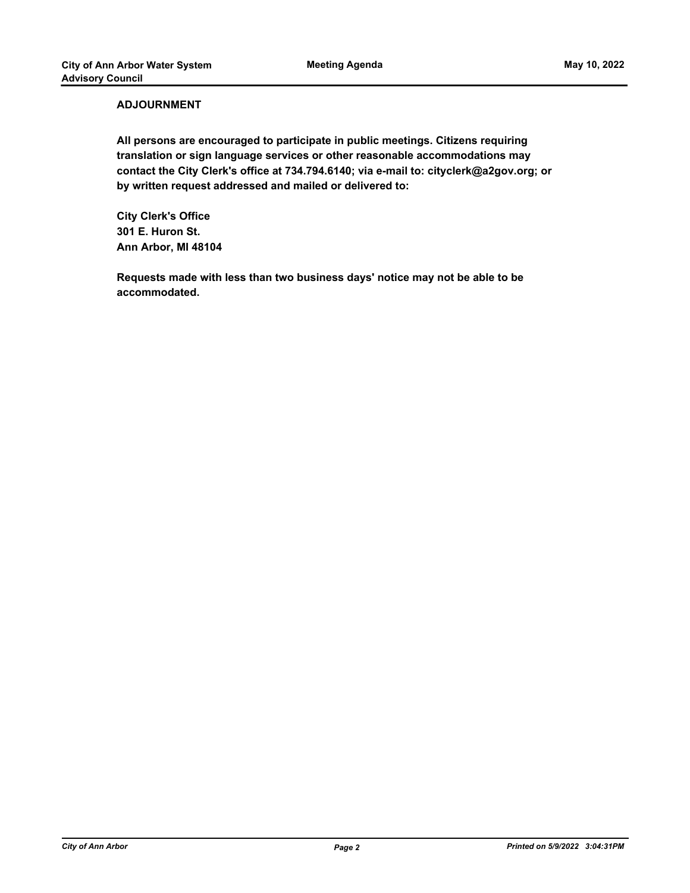**ADJOURNMENT**

**All persons are encouraged to participate in public meetings. Citizens requiring translation or sign language services or other reasonable accommodations may contact the City Clerk's office at 734.794.6140; via e-mail to: cityclerk@a2gov.org; or by written request addressed and mailed or delivered to:**

**City Clerk's Office**
**301 E. Huron St.**
**Ann Arbor, MI 48104**

**Requests made with less than two business days' notice may not be able to be accommodated.**